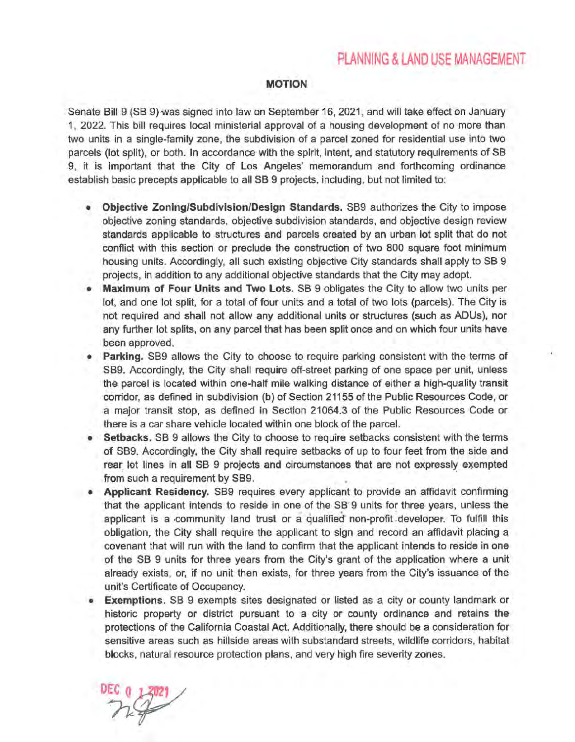PLANNING & LAND USE MANAGEMENT

## MOTION

Senate Bill 9 (SB 9) was signed into law on September 16, 2021, and will take effect on January 1, 2022. This bill requires local ministerial approval of a housing development of no more than two units in a single-family zone, the subdivision of a parcel zoned for residential use into two parcels (lot split), or both. In accordance with the spirit, intent, and statutory requirements of SB 9, it is important that the City of Los Angeles' memorandum and forthcoming ordinance establish basic precepts applicable to all SB 9 projects, including, but not limited to:

- **Objective Zoning/Subdivision/Design Standards.** SB9 authorizes the City to impose objective zoning standards, objective subdivision standards, and objective design review standards applicable to structures and parcels created by an urban lot split that do not conflict with this section or preclude the construction of two 800 square foot minimum housing units. Accordingly, all such existing objective City standards shall apply to SB 9 projects, in addition to any additional objective standards that the City may adopt.
- **Maximum of Four Units and Two Lots.** SB 9 obligates the City to allow two units per lot, and one lot split, for a total of four units and a total of two lots (parcels). The City is not required and shall not allow any additional units or structures (such as ADUs), nor any further lot splits, on any parcel that has been split once and on which four units have been approved.
- **Parking.** SB9 allows the City to choose to require parking consistent with the terms of SB9. Accordingly, the City shall require off-street parking of one space per unit, unless the parcel is located within one-half mile walking distance of either a high-quality transit corridor, as defined in subdivision (b) of Section 21155 of the Public Resources Code, or a major transit stop, as defined in Section 21064.3 of the Public Resources Code or there is a car share vehicle located within one block of the parcel.
- **Setbacks.** SB 9 allows the City to choose to require setbacks consistent with the terms of SB9. Accordingly, the City shall require setbacks of up to four feet from the side and rear lot lines in all SB 9 projects and circumstances that are not expressly exempted from such a requirement by SB9.
- **Applicant Residency.** SB9 requires every applicant to provide an affidavit confirming that the applicant intends to reside in one of the SB 9 units for three years, unless the applicant is a community land trust or a qualified non-profit developer. To fulfill this obligation, the City shall require the applicant to sign and record an affidavit placing a covenant that will run with the land to confirm that the applicant intends to reside in one of the SB 9 units for three years from the City's grant of the application where a unit already exists, or, if no unit then exists, for three years from the City's issuance of the unit's Certificate of Occupancy.
- **Exemptions.** SB 9 exempts sites designated or listed as a city or county landmark or historic property or district pursuant to a city or county ordinance and retains the protections of the California Coastal Act. Additionally, there should be a consideration for sensitive areas such as hillside areas with substandard streets, wildlife corridors, habitat blocks, natural resource protection plans, and very high fire severity zones.

DEC 0 1 2021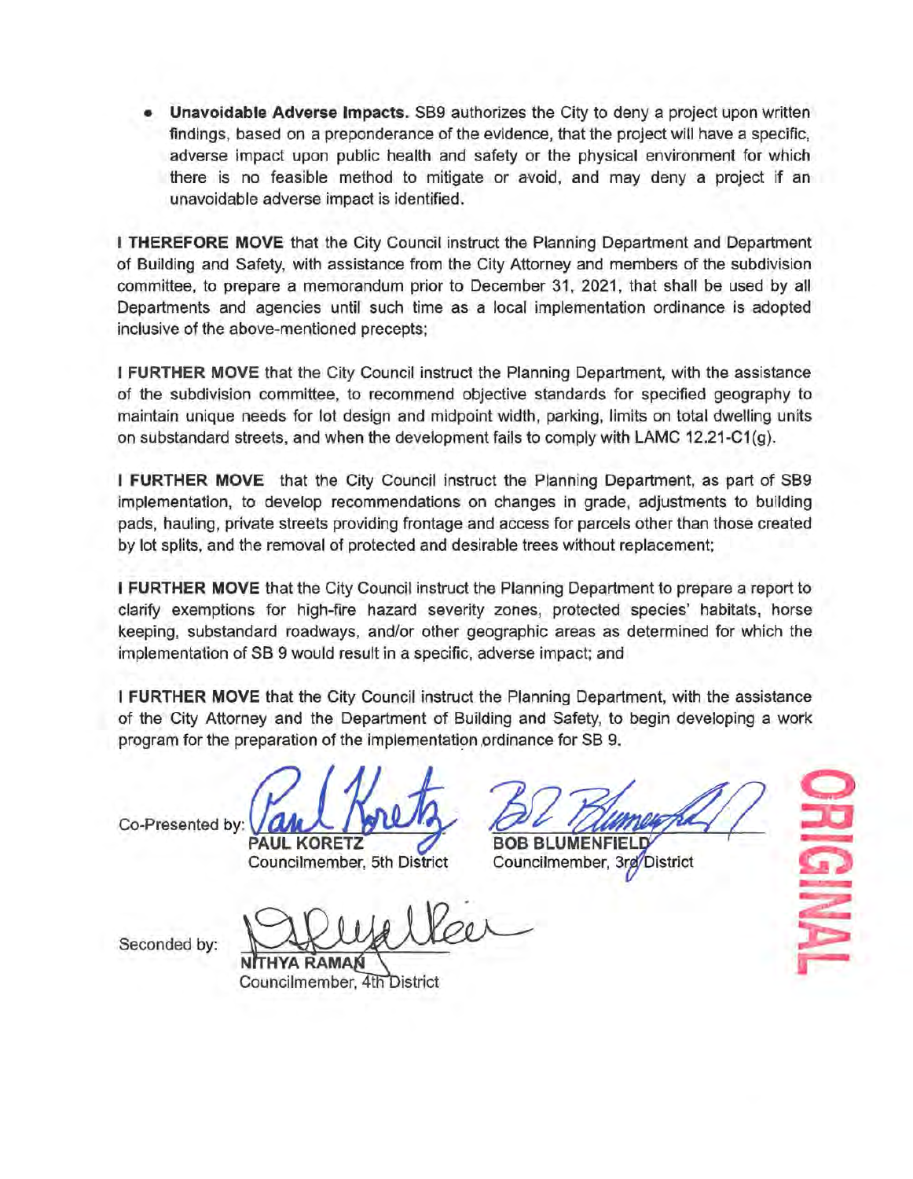- **Unavoidable Adverse Impacts.** SB9 authorizes the City to deny a project upon written findings, based on a preponderance of the evidence, that the project will have a specific, adverse impact upon public health and safety or the physical environment for which there is no feasible method to mitigate or avoid, and may deny a project if an unavoidable adverse impact is identified.

**I THEREFORE MOVE** that the City Council instruct the Planning Department and Department of Building and Safety, with assistance from the City Attorney and members of the subdivision committee, to prepare a memorandum prior to December 31, 2021, that shall be used by all Departments and agencies until such time as a local implementation ordinance is adopted inclusive of the above-mentioned precepts;

**I FURTHER MOVE** that the City Council instruct the Planning Department, with the assistance of the subdivision committee, to recommend objective standards for specified geography to maintain unique needs for lot design and midpoint width, parking, limits on total dwelling units on substandard streets, and when the development fails to comply with LAMC 12.21-C1(g).

**I FURTHER MOVE** that the City Council instruct the Planning Department, as part of SB9 implementation, to develop recommendations on changes in grade, adjustments to building pads, hauling, private streets providing frontage and access for parcels other than those created by lot splits, and the removal of protected and desirable trees without replacement;

**I FURTHER MOVE** that the City Council instruct the Planning Department to prepare a report to clarify exemptions for high-fire hazard severity zones, protected species' habitats, horse keeping, substandard roadways, and/or other geographic areas as determined for which the implementation of SB 9 would result in a specific, adverse impact; and

**I FURTHER MOVE** that the City Council instruct the Planning Department, with the assistance of the City Attorney and the Department of Building and Safety, to begin developing a work program for the preparation of the implementation ordinance for SB 9.

Co-Presented by:

**PAUL KORETZ**
Councilmember, 5th District

**BOB BLUMENFIELD**
Councilmember, 3rd District

Seconded by:

**NITHYA RAMAN**
Councilmember, 4th District

ORIGINAL